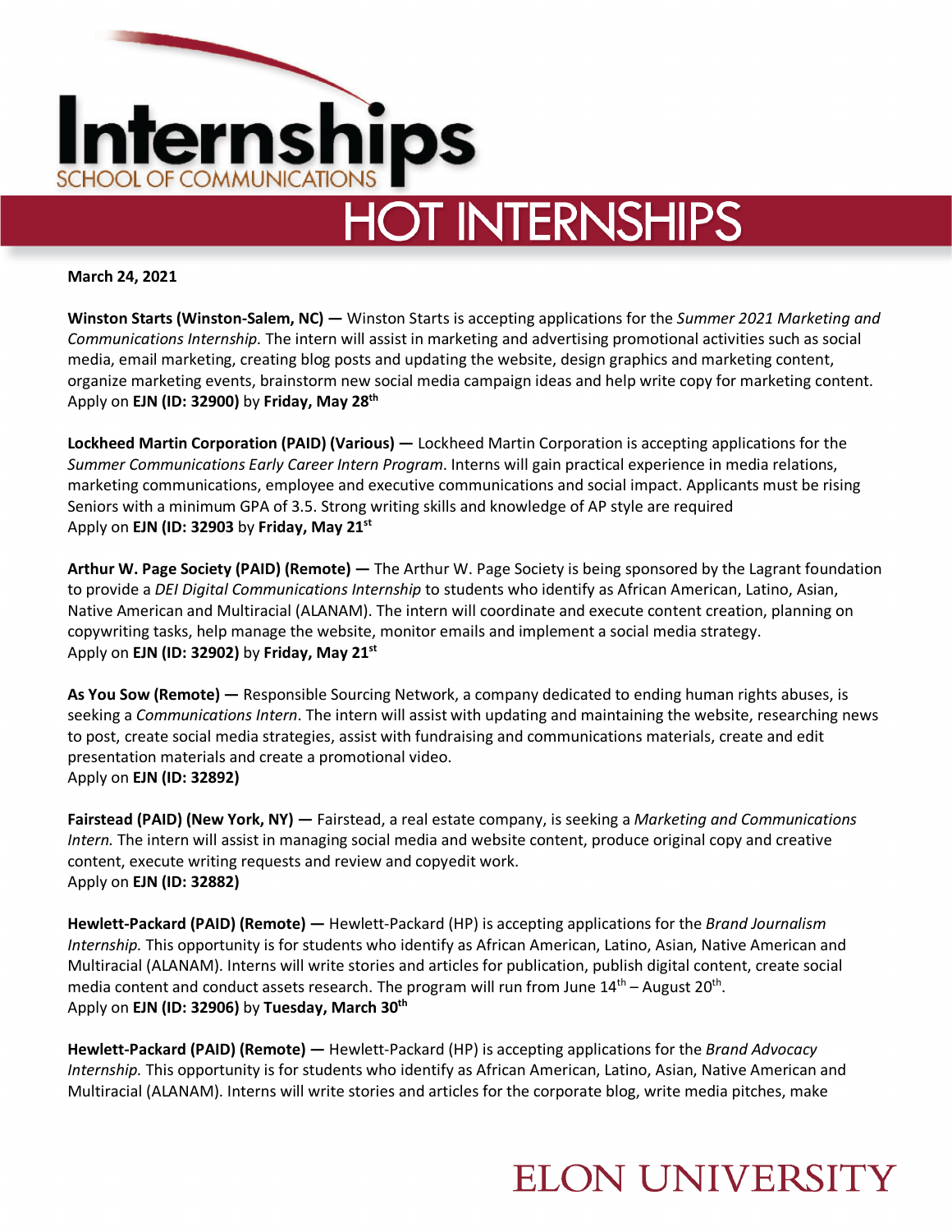# Internships

SCHOOL OF COMMUNICATIONS

## HOT INTERNSHIPS

**March 24, 2021**

**Winston Starts (Winston-Salem, NC) —** Winston Starts is accepting applications for the *Summer 2021 Marketing and Communications Internship.* The intern will assist in marketing and advertising promotional activities such as social media, email marketing, creating blog posts and updating the website, design graphics and marketing content, organize marketing events, brainstorm new social media campaign ideas and help write copy for marketing content. Apply on **EJN (ID: 32900)** by **Friday, May 28th**

**Lockheed Martin Corporation (PAID) (Various) —** Lockheed Martin Corporation is accepting applications for the *Summer Communications Early Career Intern Program*. Interns will gain practical experience in media relations, marketing communications, employee and executive communications and social impact. Applicants must be rising Seniors with a minimum GPA of 3.5. Strong writing skills and knowledge of AP style are required
Apply on **EJN (ID: 32903** by **Friday, May 21st**

**Arthur W. Page Society (PAID) (Remote) —** The Arthur W. Page Society is being sponsored by the Lagrant foundation to provide a *DEI Digital Communications Internship* to students who identify as African American, Latino, Asian, Native American and Multiracial (ALANAM). The intern will coordinate and execute content creation, planning on copywriting tasks, help manage the website, monitor emails and implement a social media strategy.
Apply on **EJN (ID: 32902)** by **Friday, May 21st**

**As You Sow (Remote) —** Responsible Sourcing Network, a company dedicated to ending human rights abuses, is seeking a *Communications Intern*. The intern will assist with updating and maintaining the website, researching news to post, create social media strategies, assist with fundraising and communications materials, create and edit presentation materials and create a promotional video.
Apply on **EJN (ID: 32892)**

**Fairstead (PAID) (New York, NY) —** Fairstead, a real estate company, is seeking a *Marketing and Communications Intern.* The intern will assist in managing social media and website content, produce original copy and creative content, execute writing requests and review and copyedit work.
Apply on **EJN (ID: 32882)**

**Hewlett-Packard (PAID) (Remote) —** Hewlett-Packard (HP) is accepting applications for the *Brand Journalism Internship.* This opportunity is for students who identify as African American, Latino, Asian, Native American and Multiracial (ALANAM). Interns will write stories and articles for publication, publish digital content, create social media content and conduct assets research. The program will run from June 14th – August 20th.
Apply on **EJN (ID: 32906)** by **Tuesday, March 30th**

**Hewlett-Packard (PAID) (Remote) —** Hewlett-Packard (HP) is accepting applications for the *Brand Advocacy Internship.* This opportunity is for students who identify as African American, Latino, Asian, Native American and Multiracial (ALANAM). Interns will write stories and articles for the corporate blog, write media pitches, make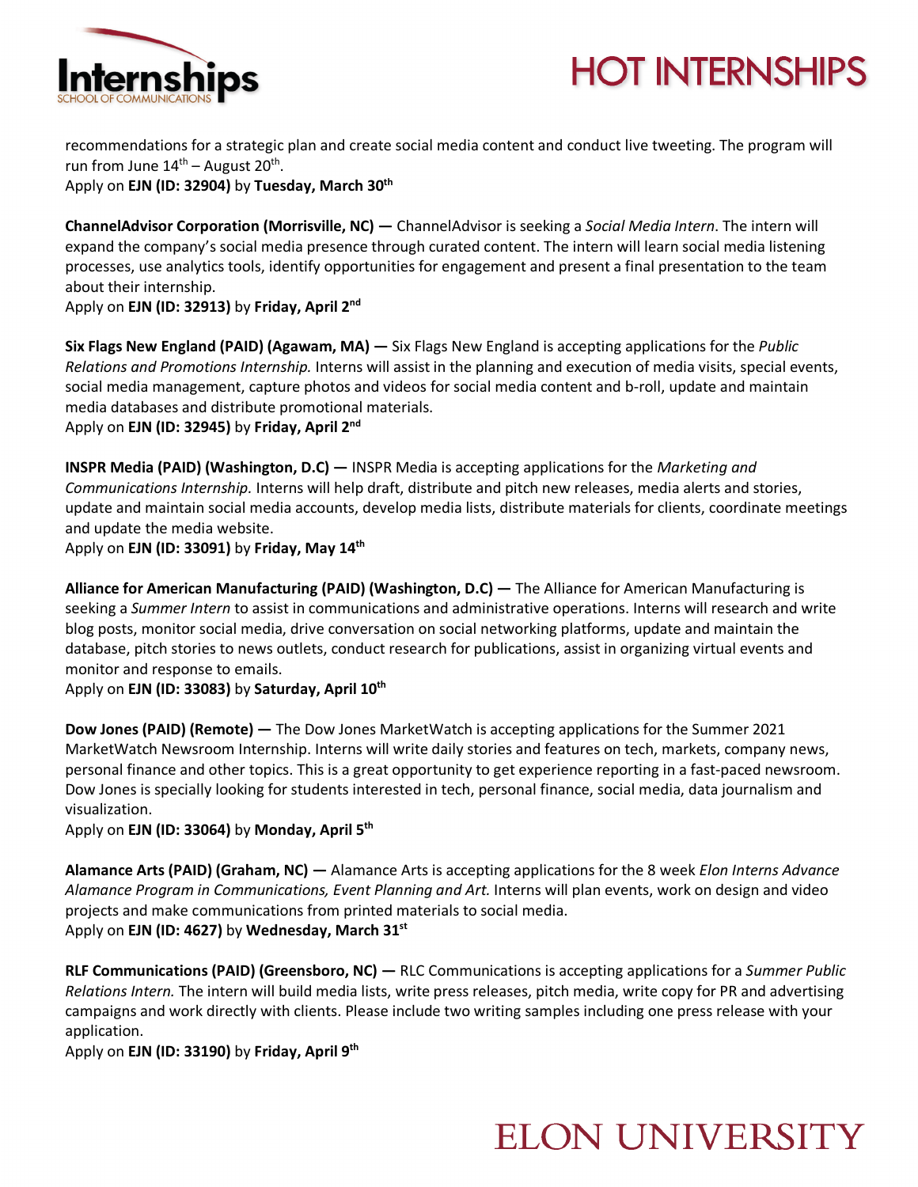recommendations for a strategic plan and create social media content and conduct live tweeting. The program will run from June 14th – August 20th.
Apply on **EJN (ID: 32904)** by **Tuesday, March 30th**

**ChannelAdvisor Corporation (Morrisville, NC) —** ChannelAdvisor is seeking a *Social Media Intern*. The intern will expand the company's social media presence through curated content. The intern will learn social media listening processes, use analytics tools, identify opportunities for engagement and present a final presentation to the team about their internship.
Apply on **EJN (ID: 32913)** by **Friday, April 2nd**

**Six Flags New England (PAID) (Agawam, MA) —** Six Flags New England is accepting applications for the *Public Relations and Promotions Internship.* Interns will assist in the planning and execution of media visits, special events, social media management, capture photos and videos for social media content and b-roll, update and maintain media databases and distribute promotional materials.
Apply on **EJN (ID: 32945)** by **Friday, April 2nd**

**INSPR Media (PAID) (Washington, D.C) —** INSPR Media is accepting applications for the *Marketing and Communications Internship.* Interns will help draft, distribute and pitch new releases, media alerts and stories, update and maintain social media accounts, develop media lists, distribute materials for clients, coordinate meetings and update the media website.
Apply on **EJN (ID: 33091)** by **Friday, May 14th**

**Alliance for American Manufacturing (PAID) (Washington, D.C) —** The Alliance for American Manufacturing is seeking a *Summer Intern* to assist in communications and administrative operations. Interns will research and write blog posts, monitor social media, drive conversation on social networking platforms, update and maintain the database, pitch stories to news outlets, conduct research for publications, assist in organizing virtual events and monitor and response to emails.
Apply on **EJN (ID: 33083)** by **Saturday, April 10th**

**Dow Jones (PAID) (Remote) —** The Dow Jones MarketWatch is accepting applications for the Summer 2021 MarketWatch Newsroom Internship. Interns will write daily stories and features on tech, markets, company news, personal finance and other topics. This is a great opportunity to get experience reporting in a fast-paced newsroom. Dow Jones is specially looking for students interested in tech, personal finance, social media, data journalism and visualization.
Apply on **EJN (ID: 33064)** by **Monday, April 5th**

**Alamance Arts (PAID) (Graham, NC) —** Alamance Arts is accepting applications for the 8 week *Elon Interns Advance Alamance Program in Communications, Event Planning and Art.* Interns will plan events, work on design and video projects and make communications from printed materials to social media.
Apply on **EJN (ID: 4627)** by **Wednesday, March 31st**

**RLF Communications (PAID) (Greensboro, NC) —** RLC Communications is accepting applications for a *Summer Public Relations Intern.* The intern will build media lists, write press releases, pitch media, write copy for PR and advertising campaigns and work directly with clients. Please include two writing samples including one press release with your application.
Apply on **EJN (ID: 33190)** by **Friday, April 9th**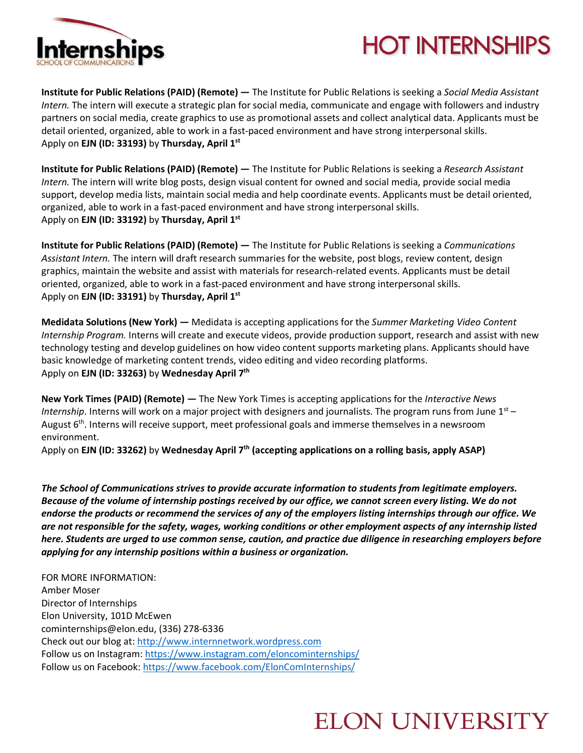**Institute for Public Relations (PAID) (Remote) —** The Institute for Public Relations is seeking a *Social Media Assistant Intern.* The intern will execute a strategic plan for social media, communicate and engage with followers and industry partners on social media, create graphics to use as promotional assets and collect analytical data. Applicants must be detail oriented, organized, able to work in a fast-paced environment and have strong interpersonal skills.
Apply on **EJN (ID: 33193)** by **Thursday, April 1st**

**Institute for Public Relations (PAID) (Remote) —** The Institute for Public Relations is seeking a *Research Assistant Intern.* The intern will write blog posts, design visual content for owned and social media, provide social media support, develop media lists, maintain social media and help coordinate events. Applicants must be detail oriented, organized, able to work in a fast-paced environment and have strong interpersonal skills.
Apply on **EJN (ID: 33192)** by **Thursday, April 1st**

**Institute for Public Relations (PAID) (Remote) —** The Institute for Public Relations is seeking a *Communications Assistant Intern.* The intern will draft research summaries for the website, post blogs, review content, design graphics, maintain the website and assist with materials for research-related events. Applicants must be detail oriented, organized, able to work in a fast-paced environment and have strong interpersonal skills.
Apply on **EJN (ID: 33191)** by **Thursday, April 1st**

**Medidata Solutions (New York) —** Medidata is accepting applications for the *Summer Marketing Video Content Internship Program.* Interns will create and execute videos, provide production support, research and assist with new technology testing and develop guidelines on how video content supports marketing plans. Applicants should have basic knowledge of marketing content trends, video editing and video recording platforms.
Apply on **EJN (ID: 33263)** by **Wednesday April 7th**

**New York Times (PAID) (Remote) —** The New York Times is accepting applications for the *Interactive News Internship*. Interns will work on a major project with designers and journalists. The program runs from June 1st – August 6th. Interns will receive support, meet professional goals and immerse themselves in a newsroom environment.
Apply on **EJN (ID: 33262)** by **Wednesday April 7th (accepting applications on a rolling basis, apply ASAP)**

***The School of Communications strives to provide accurate information to students from legitimate employers. Because of the volume of internship postings received by our office, we cannot screen every listing. We do not endorse the products or recommend the services of any of the employers listing internships through our office. We are not responsible for the safety, wages, working conditions or other employment aspects of any internship listed here. Students are urged to use common sense, caution, and practice due diligence in researching employers before applying for any internship positions within a business or organization.***

FOR MORE INFORMATION:
Amber Moser
Director of Internships
Elon University, 101D McEwen
cominternships@elon.edu, (336) 278-6336
Check out our blog at: http://www.internnetwork.wordpress.com
Follow us on Instagram: https://www.instagram.com/eloncominternships/
Follow us on Facebook: https://www.facebook.com/ElonComInternships/